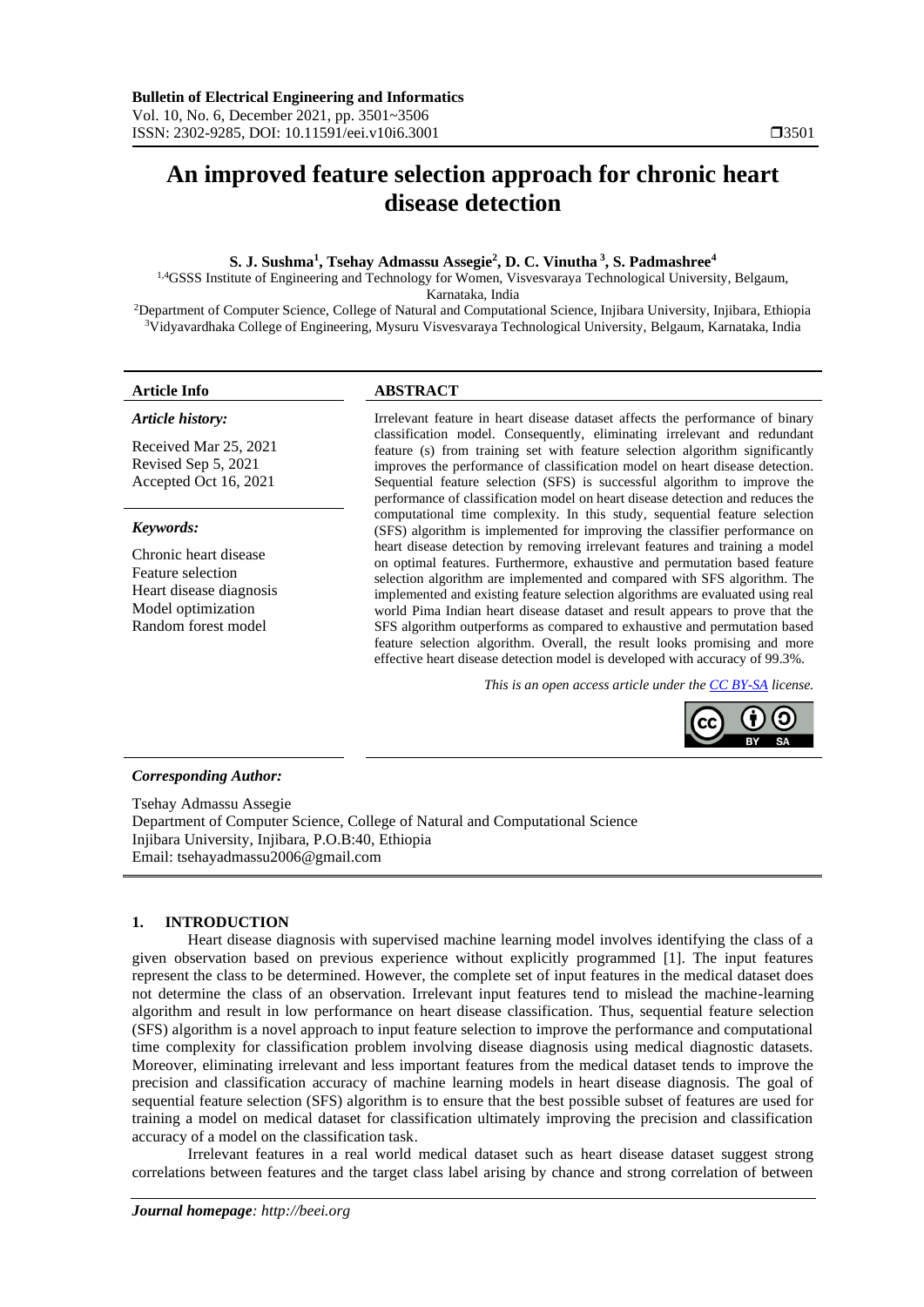# An improved feature selection approach for chronic heart disease detection

**S. J. Sushma[1], Tsehay Admassu Assegie[2], D. C. Vinutha[3], S. Padmashree[4]**

[1,4]GSSS Institute of Engineering and Technology for Women, Visvesvaraya Technological University, Belgaum, Karnataka, India

[2]Department of Computer Science, College of Natural and Computational Science, Injibara University, Injibara, Ethiopia

[3]Vidyavardhaka College of Engineering, Mysuru Visvesvaraya Technological University, Belgaum, Karnataka, India

**Article Info**

*Article history:*

Received Mar 25, 2021
Revised Sep 5, 2021
Accepted Oct 16, 2021

*Keywords:*

Chronic heart disease
Feature selection
Heart disease diagnosis
Model optimization
Random forest model

**ABSTRACT**

Irrelevant feature in heart disease dataset affects the performance of binary classification model. Consequently, eliminating irrelevant and redundant feature (s) from training set with feature selection algorithm significantly improves the performance of classification model on heart disease detection. Sequential feature selection (SFS) is successful algorithm to improve the performance of classification model on heart disease detection and reduces the computational time complexity. In this study, sequential feature selection (SFS) algorithm is implemented for improving the classifier performance on heart disease detection by removing irrelevant features and training a model on optimal features. Furthermore, exhaustive and permutation based feature selection algorithm are implemented and compared with SFS algorithm. The implemented and existing feature selection algorithms are evaluated using real world Pima Indian heart disease dataset and result appears to prove that the SFS algorithm outperforms as compared to exhaustive and permutation based feature selection algorithm. Overall, the result looks promising and more effective heart disease detection model is developed with accuracy of 99.3%.

*This is an open access article under the CC BY-SA license.*

***Corresponding Author:***

Tsehay Admassu Assegie
Department of Computer Science, College of Natural and Computational Science
Injibara University, Injibara, P.O.B:40, Ethiopia
Email: tsehayadmassu2006@gmail.com

## 1. INTRODUCTION

Heart disease diagnosis with supervised machine learning model involves identifying the class of a given observation based on previous experience without explicitly programmed [1]. The input features represent the class to be determined. However, the complete set of input features in the medical dataset does not determine the class of an observation. Irrelevant input features tend to mislead the machine-learning algorithm and result in low performance on heart disease classification. Thus, sequential feature selection (SFS) algorithm is a novel approach to input feature selection to improve the performance and computational time complexity for classification problem involving disease diagnosis using medical diagnostic datasets. Moreover, eliminating irrelevant and less important features from the medical dataset tends to improve the precision and classification accuracy of machine learning models in heart disease diagnosis. The goal of sequential feature selection (SFS) algorithm is to ensure that the best possible subset of features are used for training a model on medical dataset for classification ultimately improving the precision and classification accuracy of a model on the classification task.

Irrelevant features in a real world medical dataset such as heart disease dataset suggest strong correlations between features and the target class label arising by chance and strong correlation of between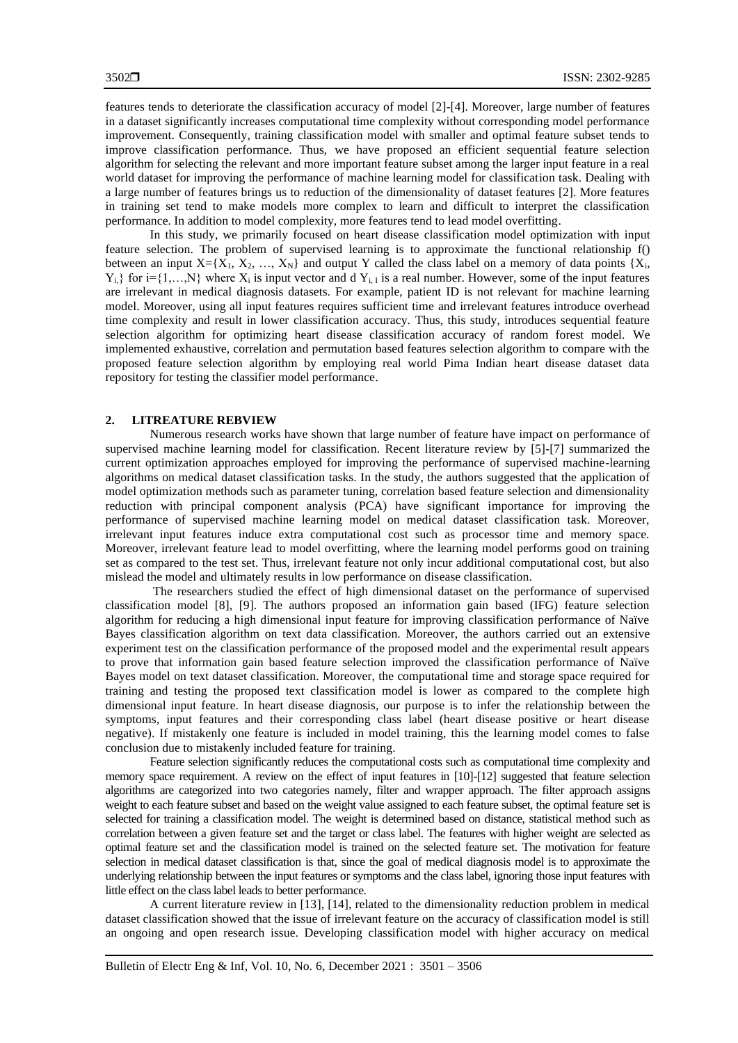features tends to deteriorate the classification accuracy of model [2]-[4]. Moreover, large number of features in a dataset significantly increases computational time complexity without corresponding model performance improvement. Consequently, training classification model with smaller and optimal feature subset tends to improve classification performance. Thus, we have proposed an efficient sequential feature selection algorithm for selecting the relevant and more important feature subset among the larger input feature in a real world dataset for improving the performance of machine learning model for classification task. Dealing with a large number of features brings us to reduction of the dimensionality of dataset features [2]. More features in training set tend to make models more complex to learn and difficult to interpret the classification performance. In addition to model complexity, more features tend to lead model overfitting.

In this study, we primarily focused on heart disease classification model optimization with input feature selection. The problem of supervised learning is to approximate the functional relationship f() between an input $X=\{X_1, X_2, \ldots, X_N\}$ and output Y called the class label on a memory of data points $\{X_i, Y_{i,}\}$ for $i=\{1,\ldots,N\}$ where $X_i$ is input vector and d $Y_{i,\,I}$ is a real number. However, some of the input features are irrelevant in medical diagnosis datasets. For example, patient ID is not relevant for machine learning model. Moreover, using all input features requires sufficient time and irrelevant features introduce overhead time complexity and result in lower classification accuracy. Thus, this study, introduces sequential feature selection algorithm for optimizing heart disease classification accuracy of random forest model. We implemented exhaustive, correlation and permutation based features selection algorithm to compare with the proposed feature selection algorithm by employing real world Pima Indian heart disease dataset data repository for testing the classifier model performance.

## 2. LITREATURE REBVIEW

Numerous research works have shown that large number of feature have impact on performance of supervised machine learning model for classification. Recent literature review by [5]-[7] summarized the current optimization approaches employed for improving the performance of supervised machine-learning algorithms on medical dataset classification tasks. In the study, the authors suggested that the application of model optimization methods such as parameter tuning, correlation based feature selection and dimensionality reduction with principal component analysis (PCA) have significant importance for improving the performance of supervised machine learning model on medical dataset classification task. Moreover, irrelevant input features induce extra computational cost such as processor time and memory space. Moreover, irrelevant feature lead to model overfitting, where the learning model performs good on training set as compared to the test set. Thus, irrelevant feature not only incur additional computational cost, but also mislead the model and ultimately results in low performance on disease classification.

The researchers studied the effect of high dimensional dataset on the performance of supervised classification model [8], [9]. The authors proposed an information gain based (IFG) feature selection algorithm for reducing a high dimensional input feature for improving classification performance of Naïve Bayes classification algorithm on text data classification. Moreover, the authors carried out an extensive experiment test on the classification performance of the proposed model and the experimental result appears to prove that information gain based feature selection improved the classification performance of Naïve Bayes model on text dataset classification. Moreover, the computational time and storage space required for training and testing the proposed text classification model is lower as compared to the complete high dimensional input feature. In heart disease diagnosis, our purpose is to infer the relationship between the symptoms, input features and their corresponding class label (heart disease positive or heart disease negative). If mistakenly one feature is included in model training, this the learning model comes to false conclusion due to mistakenly included feature for training.

Feature selection significantly reduces the computational costs such as computational time complexity and memory space requirement. A review on the effect of input features in [10]-[12] suggested that feature selection algorithms are categorized into two categories namely, filter and wrapper approach. The filter approach assigns weight to each feature subset and based on the weight value assigned to each feature subset, the optimal feature set is selected for training a classification model. The weight is determined based on distance, statistical method such as correlation between a given feature set and the target or class label. The features with higher weight are selected as optimal feature set and the classification model is trained on the selected feature set. The motivation for feature selection in medical dataset classification is that, since the goal of medical diagnosis model is to approximate the underlying relationship between the input features or symptoms and the class label, ignoring those input features with little effect on the class label leads to better performance.

A current literature review in [13], [14], related to the dimensionality reduction problem in medical dataset classification showed that the issue of irrelevant feature on the accuracy of classification model is still an ongoing and open research issue. Developing classification model with higher accuracy on medical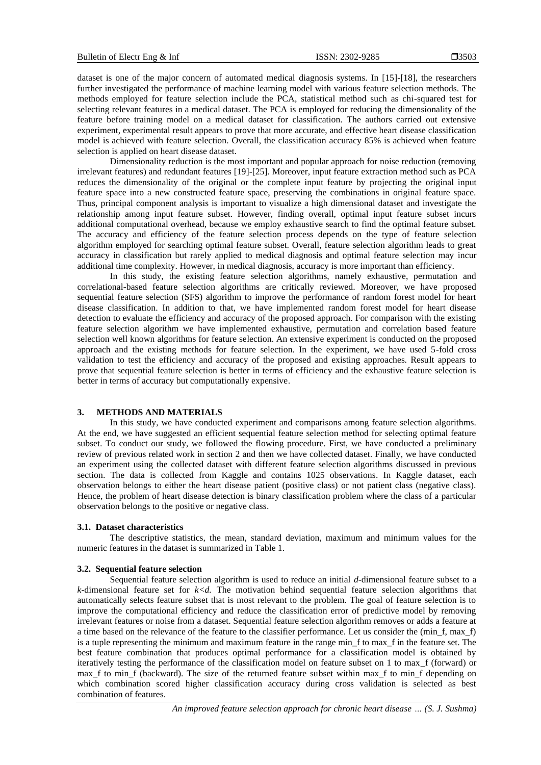dataset is one of the major concern of automated medical diagnosis systems. In [15]-[18], the researchers further investigated the performance of machine learning model with various feature selection methods. The methods employed for feature selection include the PCA, statistical method such as chi-squared test for selecting relevant features in a medical dataset. The PCA is employed for reducing the dimensionality of the feature before training model on a medical dataset for classification. The authors carried out extensive experiment, experimental result appears to prove that more accurate, and effective heart disease classification model is achieved with feature selection. Overall, the classification accuracy 85% is achieved when feature selection is applied on heart disease dataset.

Dimensionality reduction is the most important and popular approach for noise reduction (removing irrelevant features) and redundant features [19]-[25]. Moreover, input feature extraction method such as PCA reduces the dimensionality of the original or the complete input feature by projecting the original input feature space into a new constructed feature space, preserving the combinations in original feature space. Thus, principal component analysis is important to visualize a high dimensional dataset and investigate the relationship among input feature subset. However, finding overall, optimal input feature subset incurs additional computational overhead, because we employ exhaustive search to find the optimal feature subset. The accuracy and efficiency of the feature selection process depends on the type of feature selection algorithm employed for searching optimal feature subset. Overall, feature selection algorithm leads to great accuracy in classification but rarely applied to medical diagnosis and optimal feature selection may incur additional time complexity. However, in medical diagnosis, accuracy is more important than efficiency.

In this study, the existing feature selection algorithms, namely exhaustive, permutation and correlational-based feature selection algorithms are critically reviewed. Moreover, we have proposed sequential feature selection (SFS) algorithm to improve the performance of random forest model for heart disease classification. In addition to that, we have implemented random forest model for heart disease detection to evaluate the efficiency and accuracy of the proposed approach. For comparison with the existing feature selection algorithm we have implemented exhaustive, permutation and correlation based feature selection well known algorithms for feature selection. An extensive experiment is conducted on the proposed approach and the existing methods for feature selection. In the experiment, we have used 5-fold cross validation to test the efficiency and accuracy of the proposed and existing approaches. Result appears to prove that sequential feature selection is better in terms of efficiency and the exhaustive feature selection is better in terms of accuracy but computationally expensive.

## 3. METHODS AND MATERIALS

In this study, we have conducted experiment and comparisons among feature selection algorithms. At the end, we have suggested an efficient sequential feature selection method for selecting optimal feature subset. To conduct our study, we followed the flowing procedure. First, we have conducted a preliminary review of previous related work in section 2 and then we have collected dataset. Finally, we have conducted an experiment using the collected dataset with different feature selection algorithms discussed in previous section. The data is collected from Kaggle and contains 1025 observations. In Kaggle dataset, each observation belongs to either the heart disease patient (positive class) or not patient class (negative class). Hence, the problem of heart disease detection is binary classification problem where the class of a particular observation belongs to the positive or negative class.

### 3.1. Dataset characteristics

The descriptive statistics, the mean, standard deviation, maximum and minimum values for the numeric features in the dataset is summarized in Table 1.

### 3.2. Sequential feature selection

Sequential feature selection algorithm is used to reduce an initial $d$-dimensional feature subset to a $k$-dimensional feature set for $k<d$. The motivation behind sequential feature selection algorithms that automatically selects feature subset that is most relevant to the problem. The goal of feature selection is to improve the computational efficiency and reduce the classification error of predictive model by removing irrelevant features or noise from a dataset. Sequential feature selection algorithm removes or adds a feature at a time based on the relevance of the feature to the classifier performance. Let us consider the (min_f, max_f) is a tuple representing the minimum and maximum feature in the range min_f to max_f in the feature set. The best feature combination that produces optimal performance for a classification model is obtained by iteratively testing the performance of the classification model on feature subset on 1 to max_f (forward) or max_f to min_f (backward). The size of the returned feature subset within max_f to min_f depending on which combination scored higher classification accuracy during cross validation is selected as best combination of features.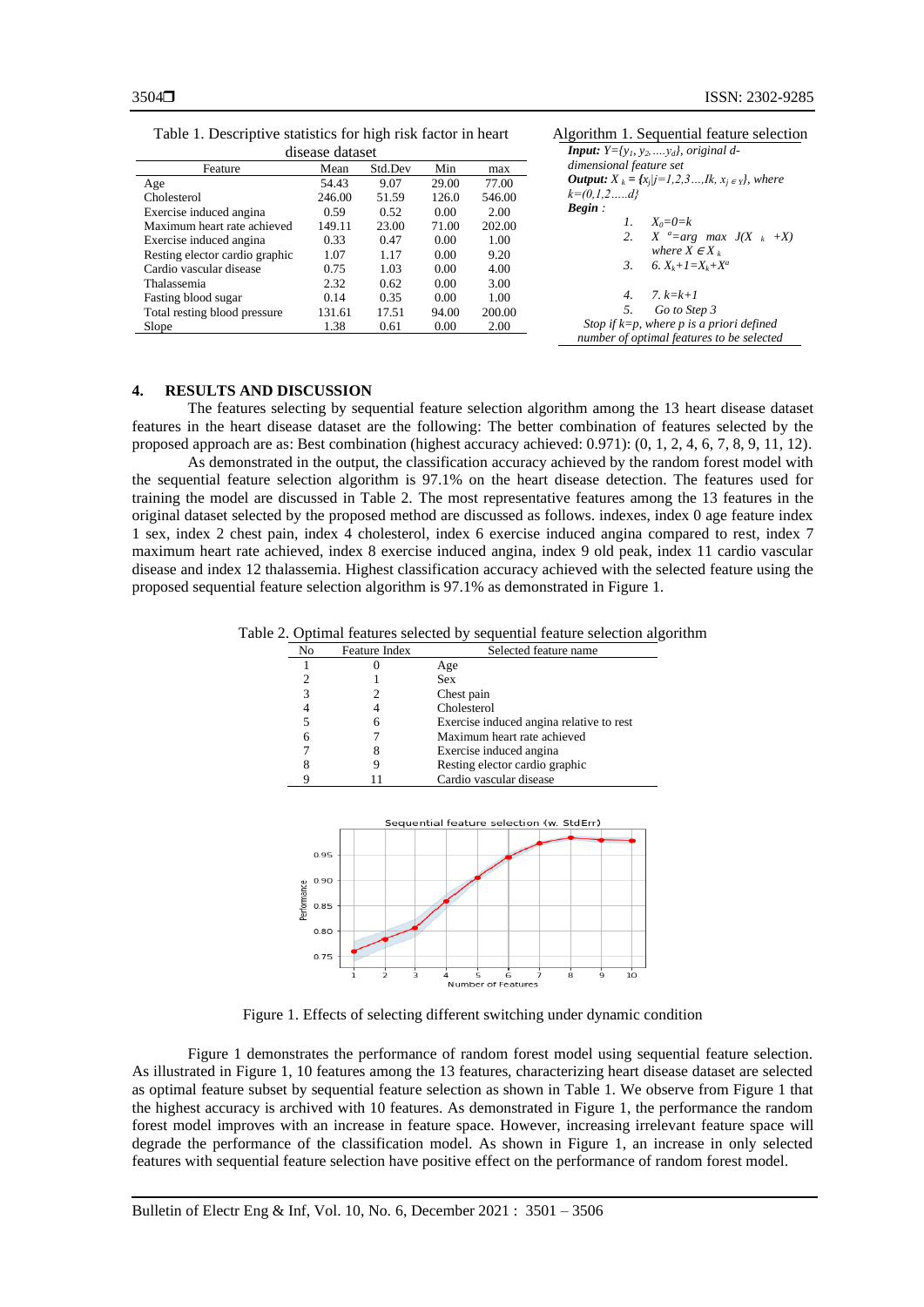Table 1. Descriptive statistics for high risk factor in heart disease dataset

| Feature | Mean | Std.Dev | Min | max |
|---|---|---|---|---|
| Age | 54.43 | 9.07 | 29.00 | 77.00 |
| Cholesterol | 246.00 | 51.59 | 126.0 | 546.00 |
| Exercise induced angina | 0.59 | 0.52 | 0.00 | 2.00 |
| Maximum heart rate achieved | 149.11 | 23.00 | 71.00 | 202.00 |
| Exercise induced angina | 0.33 | 0.47 | 0.00 | 1.00 |
| Resting elector cardio graphic | 1.07 | 1.17 | 0.00 | 9.20 |
| Cardio vascular disease | 0.75 | 1.03 | 0.00 | 4.00 |
| Thalassemia | 2.32 | 0.62 | 0.00 | 3.00 |
| Fasting blood sugar | 0.14 | 0.35 | 0.00 | 1.00 |
| Total resting blood pressure | 131.61 | 17.51 | 94.00 | 200.00 |
| Slope | 1.38 | 0.61 | 0.00 | 2.00 |

Algorithm 1. Sequential feature selection

***Input:*** *$Y=\{y_1, y_2, \ldots, y_d\}$, original d-dimensional feature set*
***Output:*** *$X_k = \{x_j | j=1,2,3\ldots,Ik,\ x_j \in Y\}$, where $k=(0,1,2\ldots d)$*
***Begin*** *:*
1. *$X_0=0=k$*
2. *$X^a = \arg\max J(X_k + X)$ where $X \in X_k$*
3. *6. $X_k+1=X_k+X^a$*
4. *7. $k=k+1$*
5. *Go to Step 3*

*Stop if $k=p$, where p is a priori defined number of optimal features to be selected*

## 4. RESULTS AND DISCUSSION

The features selecting by sequential feature selection algorithm among the 13 heart disease dataset features in the heart disease dataset are the following: The better combination of features selected by the proposed approach are as: Best combination (highest accuracy achieved: 0.971): (0, 1, 2, 4, 6, 7, 8, 9, 11, 12).

As demonstrated in the output, the classification accuracy achieved by the random forest model with the sequential feature selection algorithm is 97.1% on the heart disease detection. The features used for training the model are discussed in Table 2. The most representative features among the 13 features in the original dataset selected by the proposed method are discussed as follows. indexes, index 0 age feature index 1 sex, index 2 chest pain, index 4 cholesterol, index 6 exercise induced angina compared to rest, index 7 maximum heart rate achieved, index 8 exercise induced angina, index 9 old peak, index 11 cardio vascular disease and index 12 thalassemia. Highest classification accuracy achieved with the selected feature using the proposed sequential feature selection algorithm is 97.1% as demonstrated in Figure 1.

Table 2. Optimal features selected by sequential feature selection algorithm

| No | Feature Index | Selected feature name |
|---|---|---|
| 1 | 0 | Age |
| 2 | 1 | Sex |
| 3 | 2 | Chest pain |
| 4 | 4 | Cholesterol |
| 5 | 6 | Exercise induced angina relative to rest |
| 6 | 7 | Maximum heart rate achieved |
| 7 | 8 | Exercise induced angina |
| 8 | 9 | Resting elector cardio graphic |
| 9 | 11 | Cardio vascular disease |

Figure 1. Effects of selecting different switching under dynamic condition

Figure 1 demonstrates the performance of random forest model using sequential feature selection. As illustrated in Figure 1, 10 features among the 13 features, characterizing heart disease dataset are selected as optimal feature subset by sequential feature selection as shown in Table 1. We observe from Figure 1 that the highest accuracy is archived with 10 features. As demonstrated in Figure 1, the performance the random forest model improves with an increase in feature space. However, increasing irrelevant feature space will degrade the performance of the classification model. As shown in Figure 1, an increase in only selected features with sequential feature selection have positive effect on the performance of random forest model.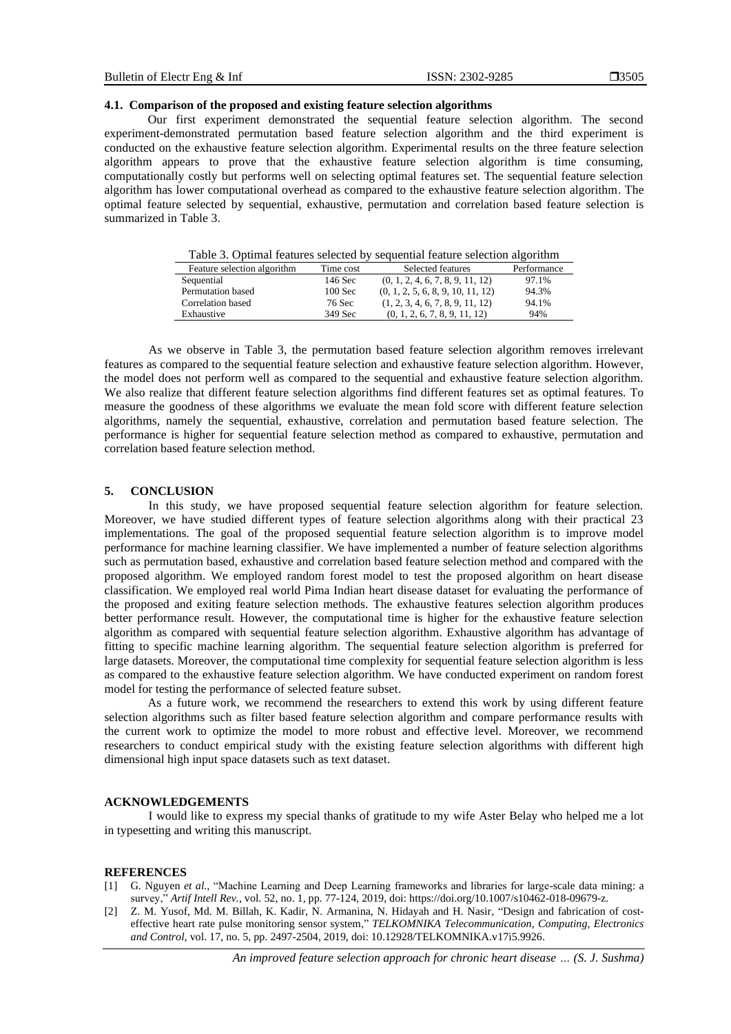### 4.1. Comparison of the proposed and existing feature selection algorithms

Our first experiment demonstrated the sequential feature selection algorithm. The second experiment-demonstrated permutation based feature selection algorithm and the third experiment is conducted on the exhaustive feature selection algorithm. Experimental results on the three feature selection algorithm appears to prove that the exhaustive feature selection algorithm is time consuming, computationally costly but performs well on selecting optimal features set. The sequential feature selection algorithm has lower computational overhead as compared to the exhaustive feature selection algorithm. The optimal feature selected by sequential, exhaustive, permutation and correlation based feature selection is summarized in Table 3.

Table 3. Optimal features selected by sequential feature selection algorithm

| Feature selection algorithm | Time cost | Selected features | Performance |
|---|---|---|---|
| Sequential | 146 Sec | (0, 1, 2, 4, 6, 7, 8, 9, 11, 12) | 97.1% |
| Permutation based | 100 Sec | (0, 1, 2, 5, 6, 8, 9, 10, 11, 12) | 94.3% |
| Correlation based | 76 Sec | (1, 2, 3, 4, 6, 7, 8, 9, 11, 12) | 94.1% |
| Exhaustive | 349 Sec | (0, 1, 2, 6, 7, 8, 9, 11, 12) | 94% |

As we observe in Table 3, the permutation based feature selection algorithm removes irrelevant features as compared to the sequential feature selection and exhaustive feature selection algorithm. However, the model does not perform well as compared to the sequential and exhaustive feature selection algorithm. We also realize that different feature selection algorithms find different features set as optimal features. To measure the goodness of these algorithms we evaluate the mean fold score with different feature selection algorithms, namely the sequential, exhaustive, correlation and permutation based feature selection. The performance is higher for sequential feature selection method as compared to exhaustive, permutation and correlation based feature selection method.

## 5. CONCLUSION

In this study, we have proposed sequential feature selection algorithm for feature selection. Moreover, we have studied different types of feature selection algorithms along with their practical 23 implementations. The goal of the proposed sequential feature selection algorithm is to improve model performance for machine learning classifier. We have implemented a number of feature selection algorithms such as permutation based, exhaustive and correlation based feature selection method and compared with the proposed algorithm. We employed random forest model to test the proposed algorithm on heart disease classification. We employed real world Pima Indian heart disease dataset for evaluating the performance of the proposed and exiting feature selection methods. The exhaustive features selection algorithm produces better performance result. However, the computational time is higher for the exhaustive feature selection algorithm as compared with sequential feature selection algorithm. Exhaustive algorithm has advantage of fitting to specific machine learning algorithm. The sequential feature selection algorithm is preferred for large datasets. Moreover, the computational time complexity for sequential feature selection algorithm is less as compared to the exhaustive feature selection algorithm. We have conducted experiment on random forest model for testing the performance of selected feature subset.

As a future work, we recommend the researchers to extend this work by using different feature selection algorithms such as filter based feature selection algorithm and compare performance results with the current work to optimize the model to more robust and effective level. Moreover, we recommend researchers to conduct empirical study with the existing feature selection algorithms with different high dimensional high input space datasets such as text dataset.

## ACKNOWLEDGEMENTS

I would like to express my special thanks of gratitude to my wife Aster Belay who helped me a lot in typesetting and writing this manuscript.

## REFERENCES

[1] G. Nguyen *et al.*, "Machine Learning and Deep Learning frameworks and libraries for large-scale data mining: a survey," *Artif Intell Rev.*, vol. 52, no. 1, pp. 77-124, 2019, doi: https://doi.org/10.1007/s10462-018-09679-z.

[2] Z. M. Yusof, Md. M. Billah, K. Kadir, N. Armanina, N. Hidayah and H. Nasir, "Design and fabrication of cost-effective heart rate pulse monitoring sensor system," *TELKOMNIKA Telecommunication, Computing, Electronics and Control*, vol. 17, no. 5, pp. 2497-2504, 2019, doi: 10.12928/TELKOMNIKA.v17i5.9926.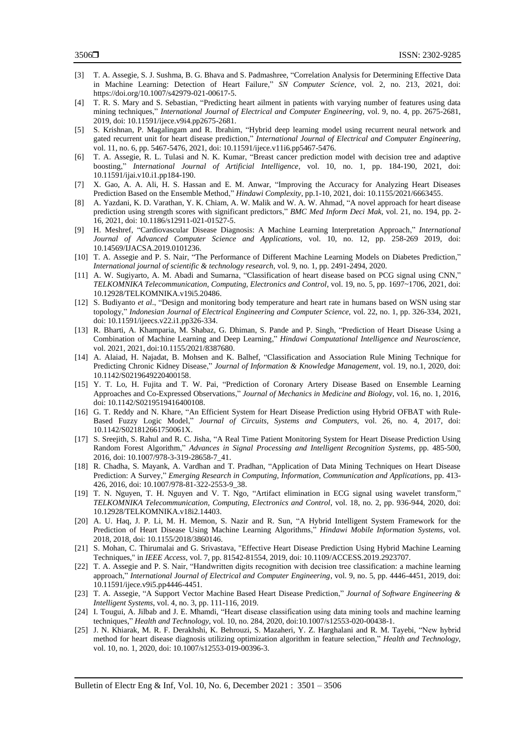[3] T. A. Assegie, S. J. Sushma, B. G. Bhava and S. Padmashree, "Correlation Analysis for Determining Effective Data in Machine Learning: Detection of Heart Failure," *SN Computer Science*, vol. 2, no. 213, 2021, doi: https://doi.org/10.1007/s42979-021-00617-5.

[4] T. R. S. Mary and S. Sebastian, "Predicting heart ailment in patients with varying number of features using data mining techniques," *International Journal of Electrical and Computer Engineering*, vol. 9, no. 4, pp. 2675-2681, 2019, doi: 10.11591/ijece.v9i4.pp2675-2681.

[5] S. Krishnan, P. Magalingam and R. Ibrahim, "Hybrid deep learning model using recurrent neural network and gated recurrent unit for heart disease prediction," *International Journal of Electrical and Computer Engineering*, vol. 11, no. 6, pp. 5467-5476, 2021, doi: 10.11591/ijece.v11i6.pp5467-5476.

[6] T. A. Assegie, R. L. Tulasi and N. K. Kumar, "Breast cancer prediction model with decision tree and adaptive boosting," *International Journal of Artificial Intelligence*, vol. 10, no. 1, pp. 184-190, 2021, doi: 10.11591/ijai.v10.i1.pp184-190.

[7] X. Gao, A. A. Ali, H. S. Hassan and E. M. Anwar, "Improving the Accuracy for Analyzing Heart Diseases Prediction Based on the Ensemble Method," *Hindawi Complexity*, pp.1-10, 2021, doi: 10.1155/2021/6663455.

[8] A. Yazdani, K. D. Varathan, Y. K. Chiam, A. W. Malik and W. A. W. Ahmad, "A novel approach for heart disease prediction using strength scores with significant predictors," *BMC Med Inform Deci Mak*, vol. 21, no. 194, pp. 2-16, 2021, doi: 10.1186/s12911-021-01527-5.

[9] H. Meshref, "Cardiovascular Disease Diagnosis: A Machine Learning Interpretation Approach," *International Journal of Advanced Computer Science and Applications*, vol. 10, no. 12, pp. 258-269 2019, doi: 10.14569/IJACSA.2019.0101236.

[10] T. A. Assegie and P. S. Nair, "The Performance of Different Machine Learning Models on Diabetes Prediction," *International journal of scientific & technology research*, vol. 9, no. 1, pp. 2491-2494, 2020.

[11] A. W. Sugiyarto, A. M. Abadi and Sumarna, "Classification of heart disease based on PCG signal using CNN," *TELKOMNIKA Telecommunication, Computing, Electronics and Control*, vol. 19, no. 5, pp. 1697~1706, 2021, doi: 10.12928/TELKOMNIKA.v19i5.20486.

[12] S. Budiyanto *et al*., "Design and monitoring body temperature and heart rate in humans based on WSN using star topology," *Indonesian Journal of Electrical Engineering and Computer Science*, vol. 22, no. 1, pp. 326-334, 2021, doi: 10.11591/ijeecs.v22.i1.pp326-334.

[13] R. Bharti, A. Khamparia, M. Shabaz, G. Dhiman, S. Pande and P. Singh, "Prediction of Heart Disease Using a Combination of Machine Learning and Deep Learning," *Hindawi Computational Intelligence and Neuroscience*, vol. 2021, 2021, doi:10.1155/2021/8387680.

[14] A. Alaiad, H. Najadat, B. Mohsen and K. Balhef, "Classification and Association Rule Mining Technique for Predicting Chronic Kidney Disease," *Journal of Information & Knowledge Management*, vol. 19, no.1, 2020, doi: 10.1142/S0219649220400158.

[15] Y. T. Lo, H. Fujita and T. W. Pai, "Prediction of Coronary Artery Disease Based on Ensemble Learning Approaches and Co-Expressed Observations," *Journal of Mechanics in Medicine and Biology*, vol. 16, no. 1, 2016, doi: 10.1142/S0219519416400108.

[16] G. T. Reddy and N. Khare, "An Efficient System for Heart Disease Prediction using Hybrid OFBAT with Rule-Based Fuzzy Logic Model," *Journal of Circuits, Systems and Computers*, vol. 26, no. 4, 2017, doi: 10.1142/S021812661750061X.

[17] S. Sreejith, S. Rahul and R. C. Jisha, "A Real Time Patient Monitoring System for Heart Disease Prediction Using Random Forest Algorithm," *Advances in Signal Processing and Intelligent Recognition Systems*, pp. 485-500, 2016, doi: 10.1007/978-3-319-28658-7_41.

[18] R. Chadha, S. Mayank, A. Vardhan and T. Pradhan, "Application of Data Mining Techniques on Heart Disease Prediction: A Survey," *Emerging Research in Computing, Information, Communication and Applications*, pp. 413-426, 2016, doi: 10.1007/978-81-322-2553-9_38.

[19] T. N. Nguyen, T. H. Nguyen and V. T. Ngo, "Artifact elimination in ECG signal using wavelet transform," *TELKOMNIKA Telecommunication, Computing, Electronics and Control*, vol. 18, no. 2, pp. 936-944, 2020, doi: 10.12928/TELKOMNIKA.v18i2.14403.

[20] A. U. Haq, J. P. Li, M. H. Memon, S. Nazir and R. Sun, "A Hybrid Intelligent System Framework for the Prediction of Heart Disease Using Machine Learning Algorithms," *Hindawi Mobile Information Systems*, vol. 2018, 2018, doi: 10.1155/2018/3860146.

[21] S. Mohan, C. Thirumalai and G. Srivastava, "Effective Heart Disease Prediction Using Hybrid Machine Learning Techniques," in *IEEE Access*, vol. 7, pp. 81542-81554, 2019, doi: 10.1109/ACCESS.2019.2923707.

[22] T. A. Assegie and P. S. Nair, "Handwritten digits recognition with decision tree classification: a machine learning approach," *International Journal of Electrical and Computer Engineering*, vol. 9, no. 5, pp. 4446-4451, 2019, doi: 10.11591/ijece.v9i5.pp4446-4451.

[23] T. A. Assegie, "A Support Vector Machine Based Heart Disease Prediction," *Journal of Software Engineering & Intelligent Systems*, vol. 4, no. 3, pp. 111-116, 2019.

[24] I. Tougui, A. Jilbab and J. E. Mhamdi, "Heart disease classification using data mining tools and machine learning techniques," *Health and Technology*, vol. 10, no. 284, 2020, doi:10.1007/s12553-020-00438-1.

[25] J. N. Khiarak, M. R. F. Derakhshi, K. Behrouzi, S. Mazaheri, Y. Z. Harghalani and R. M. Tayebi, "New hybrid method for heart disease diagnosis utilizing optimization algorithm in feature selection," *Health and Technology*, vol. 10, no. 1, 2020, doi: 10.1007/s12553-019-00396-3.